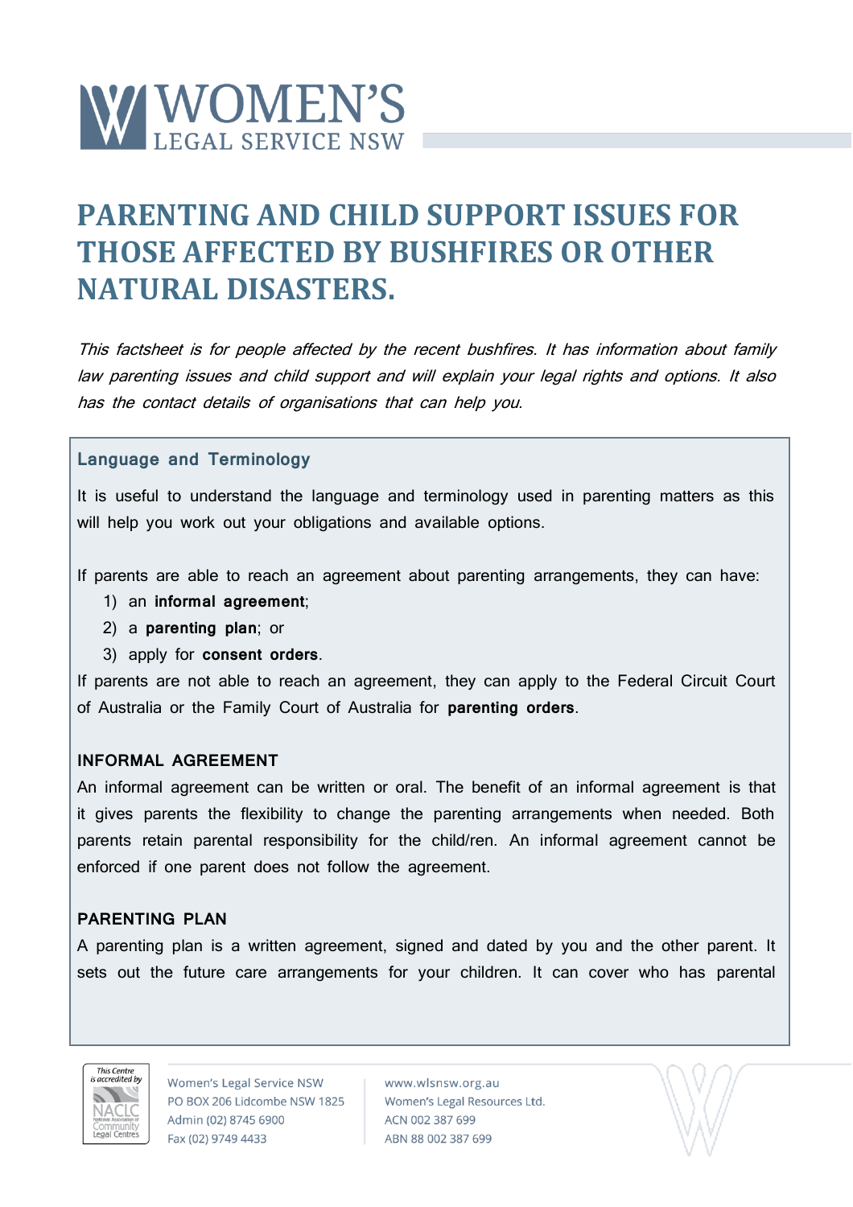# PARENTING AND CHILD SUPPORT ISSUES FOR THOSE AFFECTED BY BUSHFIRES OR OTHER NATURAL DISASTERS.

*This factsheet is for people affected by the recent bushfires. It has information about family law parenting issues and child support and will explain your legal rights and options. It also has the contact details of organisations that can help you.*

## Language and Terminology

It is useful to understand the language and terminology used in parenting matters as this will help you work out your obligations and available options.

If parents are able to reach an agreement about parenting arrangements, they can have:

1) an **informal agreement**;
2) a **parenting plan**; or
3) apply for **consent orders**.

If parents are not able to reach an agreement, they can apply to the Federal Circuit Court of Australia or the Family Court of Australia for **parenting orders**.

### INFORMAL AGREEMENT

An informal agreement can be written or oral. The benefit of an informal agreement is that it gives parents the flexibility to change the parenting arrangements when needed. Both parents retain parental responsibility for the child/ren. An informal agreement cannot be enforced if one parent does not follow the agreement.

### PARENTING PLAN

A parenting plan is a written agreement, signed and dated by you and the other parent. It sets out the future care arrangements for your children. It can cover who has parental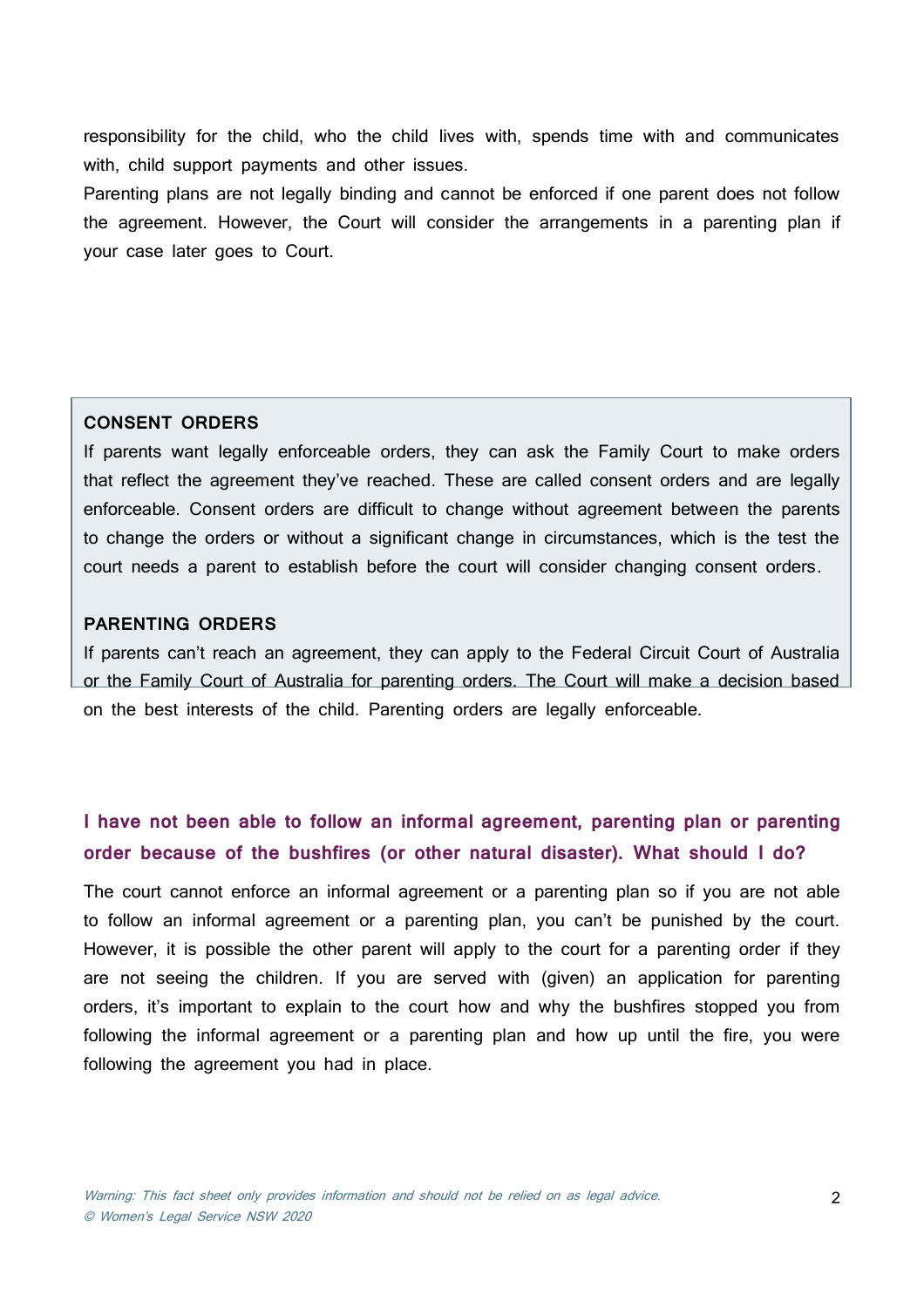responsibility for the child, who the child lives with, spends time with and communicates with, child support payments and other issues.

Parenting plans are not legally binding and cannot be enforced if one parent does not follow the agreement. However, the Court will consider the arrangements in a parenting plan if your case later goes to Court.

**CONSENT ORDERS**

If parents want legally enforceable orders, they can ask the Family Court to make orders that reflect the agreement they've reached. These are called consent orders and are legally enforceable. Consent orders are difficult to change without agreement between the parents to change the orders or without a significant change in circumstances, which is the test the court needs a parent to establish before the court will consider changing consent orders.

**PARENTING ORDERS**

If parents can't reach an agreement, they can apply to the Federal Circuit Court of Australia or the Family Court of Australia for parenting orders. The Court will make a decision based on the best interests of the child. Parenting orders are legally enforceable.

### I have not been able to follow an informal agreement, parenting plan or parenting order because of the bushfires (or other natural disaster). What should I do?

The court cannot enforce an informal agreement or a parenting plan so if you are not able to follow an informal agreement or a parenting plan, you can't be punished by the court. However, it is possible the other parent will apply to the court for a parenting order if they are not seeing the children. If you are served with (given) an application for parenting orders, it's important to explain to the court how and why the bushfires stopped you from following the informal agreement or a parenting plan and how up until the fire, you were following the agreement you had in place.

*Warning: This fact sheet only provides information and should not be relied on as legal advice.*
*© Women's Legal Service NSW 2020*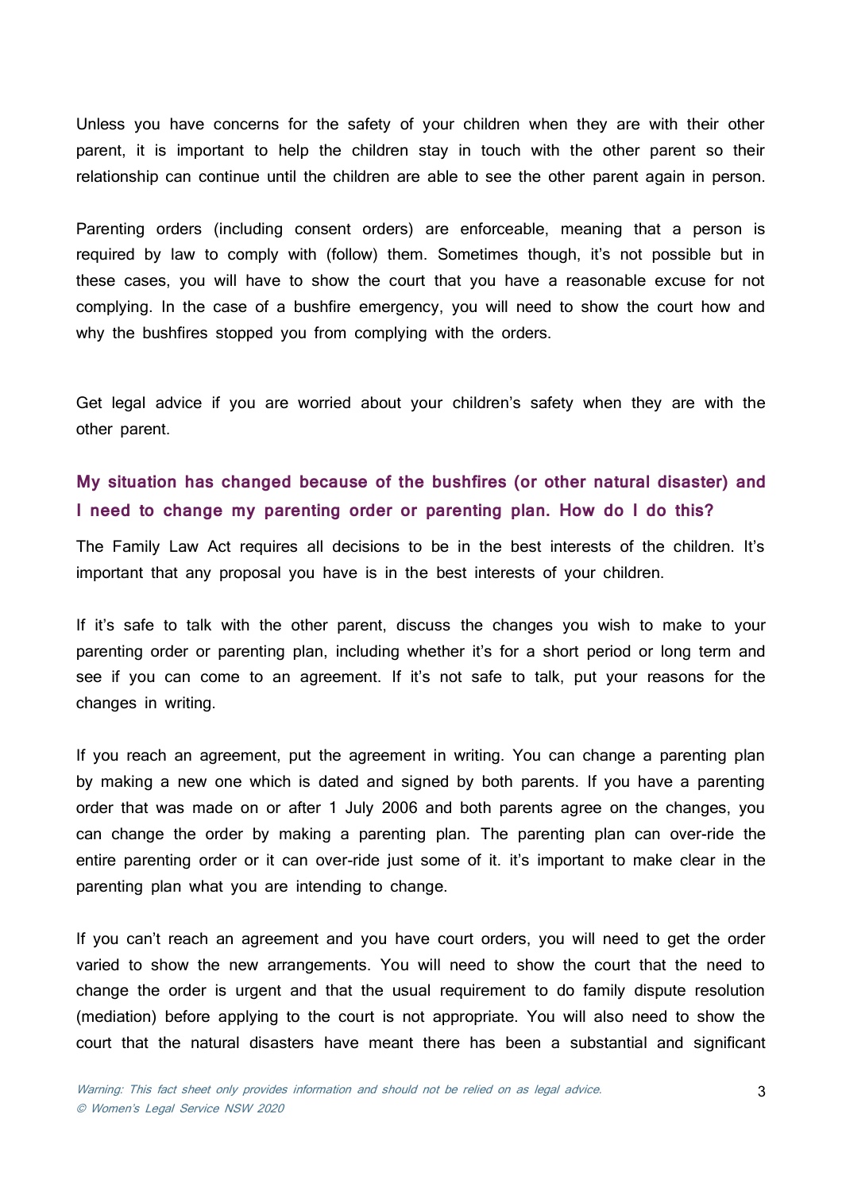Unless you have concerns for the safety of your children when they are with their other parent, it is important to help the children stay in touch with the other parent so their relationship can continue until the children are able to see the other parent again in person.

Parenting orders (including consent orders) are enforceable, meaning that a person is required by law to comply with (follow) them. Sometimes though, it's not possible but in these cases, you will have to show the court that you have a reasonable excuse for not complying. In the case of a bushfire emergency, you will need to show the court how and why the bushfires stopped you from complying with the orders.

Get legal advice if you are worried about your children's safety when they are with the other parent.

### My situation has changed because of the bushfires (or other natural disaster) and I need to change my parenting order or parenting plan. How do I do this?

The Family Law Act requires all decisions to be in the best interests of the children. It's important that any proposal you have is in the best interests of your children.

If it's safe to talk with the other parent, discuss the changes you wish to make to your parenting order or parenting plan, including whether it's for a short period or long term and see if you can come to an agreement. If it's not safe to talk, put your reasons for the changes in writing.

If you reach an agreement, put the agreement in writing. You can change a parenting plan by making a new one which is dated and signed by both parents. If you have a parenting order that was made on or after 1 July 2006 and both parents agree on the changes, you can change the order by making a parenting plan. The parenting plan can over-ride the entire parenting order or it can over-ride just some of it. it's important to make clear in the parenting plan what you are intending to change.

If you can't reach an agreement and you have court orders, you will need to get the order varied to show the new arrangements. You will need to show the court that the need to change the order is urgent and that the usual requirement to do family dispute resolution (mediation) before applying to the court is not appropriate. You will also need to show the court that the natural disasters have meant there has been a substantial and significant

*Warning: This fact sheet only provides information and should not be relied on as legal advice.*
*© Women's Legal Service NSW 2020*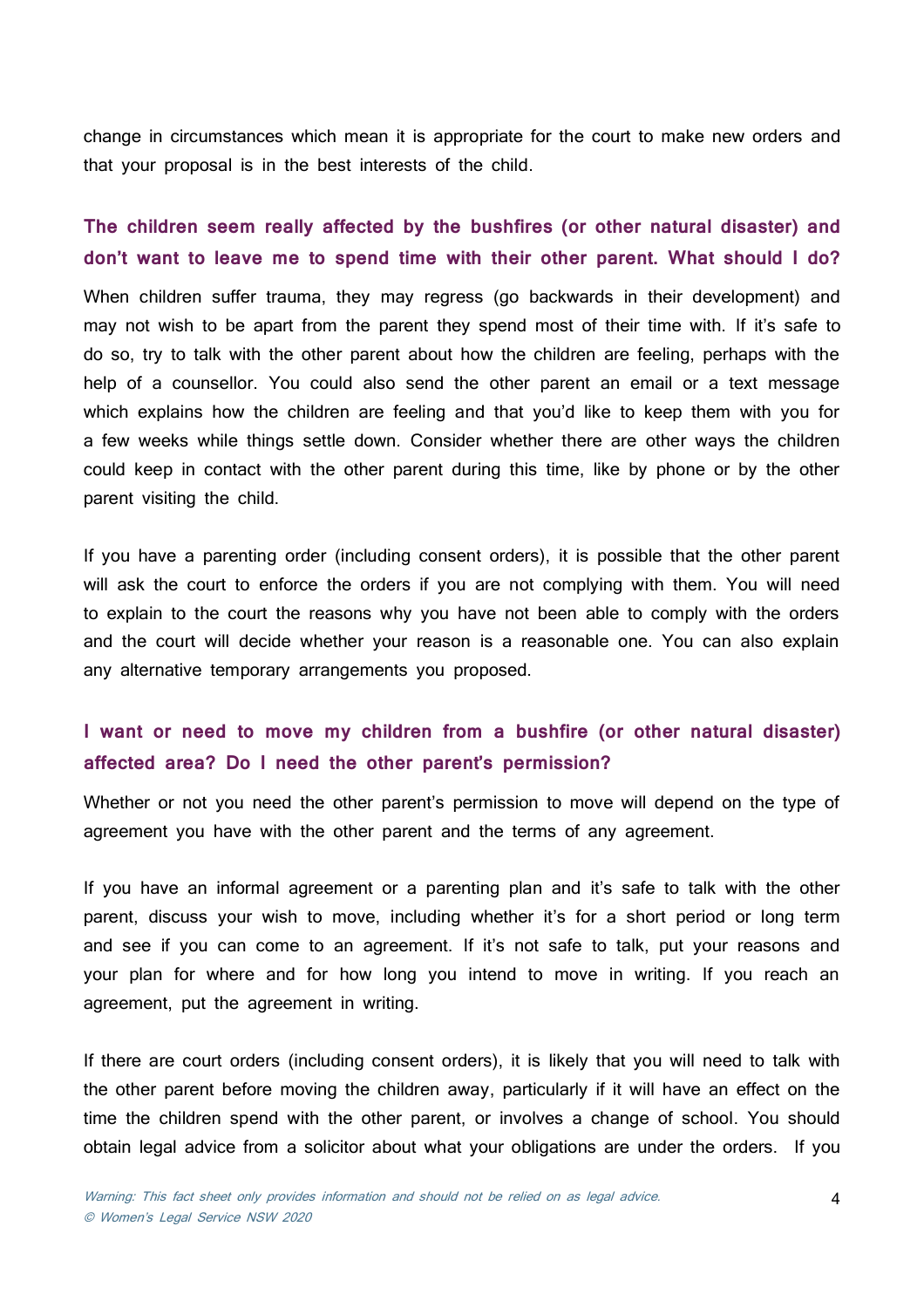change in circumstances which mean it is appropriate for the court to make new orders and that your proposal is in the best interests of the child.

### The children seem really affected by the bushfires (or other natural disaster) and don't want to leave me to spend time with their other parent. What should I do?

When children suffer trauma, they may regress (go backwards in their development) and may not wish to be apart from the parent they spend most of their time with. If it's safe to do so, try to talk with the other parent about how the children are feeling, perhaps with the help of a counsellor. You could also send the other parent an email or a text message which explains how the children are feeling and that you'd like to keep them with you for a few weeks while things settle down. Consider whether there are other ways the children could keep in contact with the other parent during this time, like by phone or by the other parent visiting the child.

If you have a parenting order (including consent orders), it is possible that the other parent will ask the court to enforce the orders if you are not complying with them. You will need to explain to the court the reasons why you have not been able to comply with the orders and the court will decide whether your reason is a reasonable one. You can also explain any alternative temporary arrangements you proposed.

### I want or need to move my children from a bushfire (or other natural disaster) affected area? Do I need the other parent's permission?

Whether or not you need the other parent's permission to move will depend on the type of agreement you have with the other parent and the terms of any agreement.

If you have an informal agreement or a parenting plan and it's safe to talk with the other parent, discuss your wish to move, including whether it's for a short period or long term and see if you can come to an agreement. If it's not safe to talk, put your reasons and your plan for where and for how long you intend to move in writing. If you reach an agreement, put the agreement in writing.

If there are court orders (including consent orders), it is likely that you will need to talk with the other parent before moving the children away, particularly if it will have an effect on the time the children spend with the other parent, or involves a change of school. You should obtain legal advice from a solicitor about what your obligations are under the orders. If you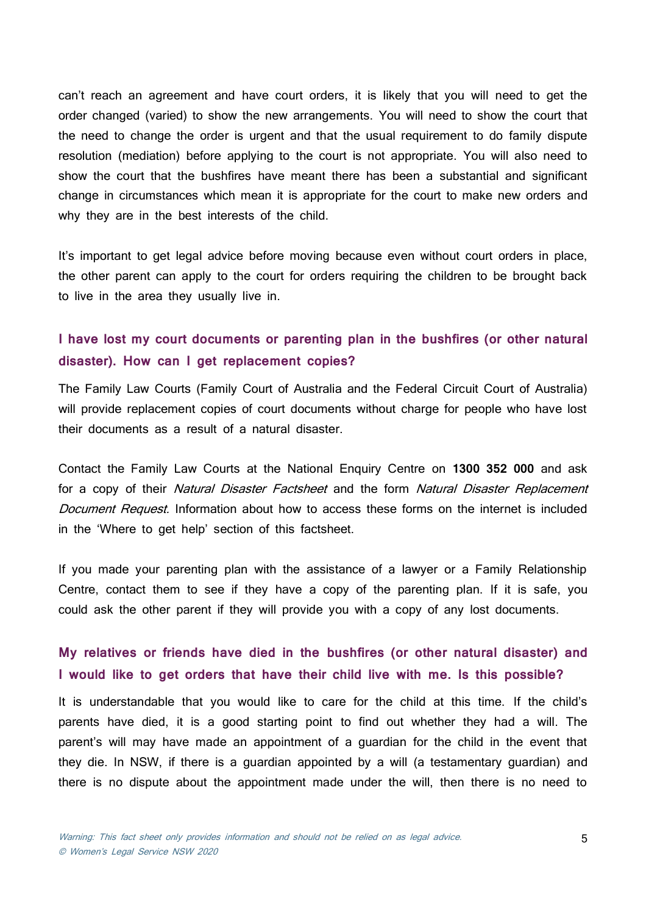can't reach an agreement and have court orders, it is likely that you will need to get the order changed (varied) to show the new arrangements. You will need to show the court that the need to change the order is urgent and that the usual requirement to do family dispute resolution (mediation) before applying to the court is not appropriate. You will also need to show the court that the bushfires have meant there has been a substantial and significant change in circumstances which mean it is appropriate for the court to make new orders and why they are in the best interests of the child.

It's important to get legal advice before moving because even without court orders in place, the other parent can apply to the court for orders requiring the children to be brought back to live in the area they usually live in.

### I have lost my court documents or parenting plan in the bushfires (or other natural disaster). How can I get replacement copies?

The Family Law Courts (Family Court of Australia and the Federal Circuit Court of Australia) will provide replacement copies of court documents without charge for people who have lost their documents as a result of a natural disaster.

Contact the Family Law Courts at the National Enquiry Centre on **1300 352 000** and ask for a copy of their *Natural Disaster Factsheet* and the form *Natural Disaster Replacement Document Request*. Information about how to access these forms on the internet is included in the 'Where to get help' section of this factsheet.

If you made your parenting plan with the assistance of a lawyer or a Family Relationship Centre, contact them to see if they have a copy of the parenting plan. If it is safe, you could ask the other parent if they will provide you with a copy of any lost documents.

### My relatives or friends have died in the bushfires (or other natural disaster) and I would like to get orders that have their child live with me. Is this possible?

It is understandable that you would like to care for the child at this time. If the child's parents have died, it is a good starting point to find out whether they had a will. The parent's will may have made an appointment of a guardian for the child in the event that they die. In NSW, if there is a guardian appointed by a will (a testamentary guardian) and there is no dispute about the appointment made under the will, then there is no need to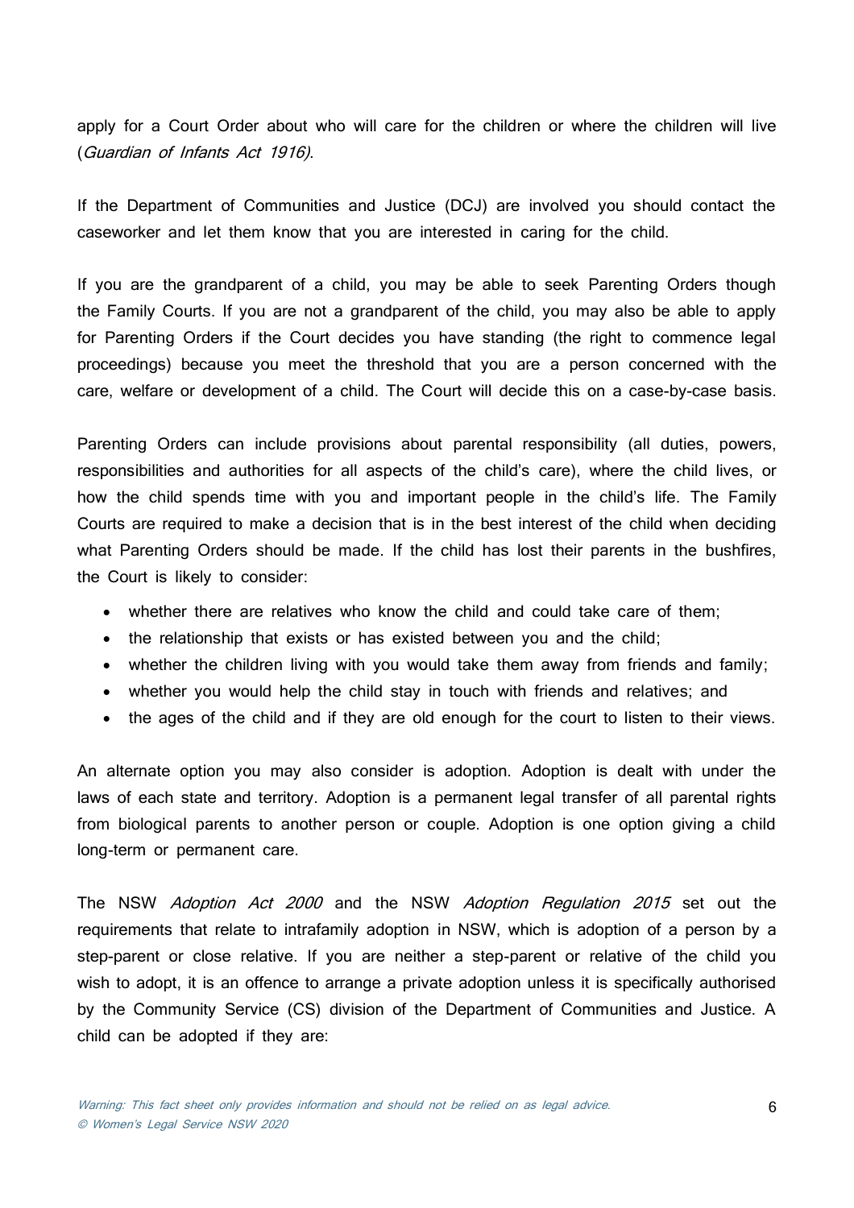apply for a Court Order about who will care for the children or where the children will live (*Guardian of Infants Act 1916)*.

If the Department of Communities and Justice (DCJ) are involved you should contact the caseworker and let them know that you are interested in caring for the child.

If you are the grandparent of a child, you may be able to seek Parenting Orders though the Family Courts. If you are not a grandparent of the child, you may also be able to apply for Parenting Orders if the Court decides you have standing (the right to commence legal proceedings) because you meet the threshold that you are a person concerned with the care, welfare or development of a child. The Court will decide this on a case-by-case basis.

Parenting Orders can include provisions about parental responsibility (all duties, powers, responsibilities and authorities for all aspects of the child's care), where the child lives, or how the child spends time with you and important people in the child's life. The Family Courts are required to make a decision that is in the best interest of the child when deciding what Parenting Orders should be made. If the child has lost their parents in the bushfires, the Court is likely to consider:

- whether there are relatives who know the child and could take care of them;
- the relationship that exists or has existed between you and the child;
- whether the children living with you would take them away from friends and family;
- whether you would help the child stay in touch with friends and relatives; and
- the ages of the child and if they are old enough for the court to listen to their views.

An alternate option you may also consider is adoption. Adoption is dealt with under the laws of each state and territory. Adoption is a permanent legal transfer of all parental rights from biological parents to another person or couple. Adoption is one option giving a child long-term or permanent care.

The NSW *Adoption Act 2000* and the NSW *Adoption Regulation 2015* set out the requirements that relate to intrafamily adoption in NSW, which is adoption of a person by a step-parent or close relative. If you are neither a step-parent or relative of the child you wish to adopt, it is an offence to arrange a private adoption unless it is specifically authorised by the Community Service (CS) division of the Department of Communities and Justice. A child can be adopted if they are: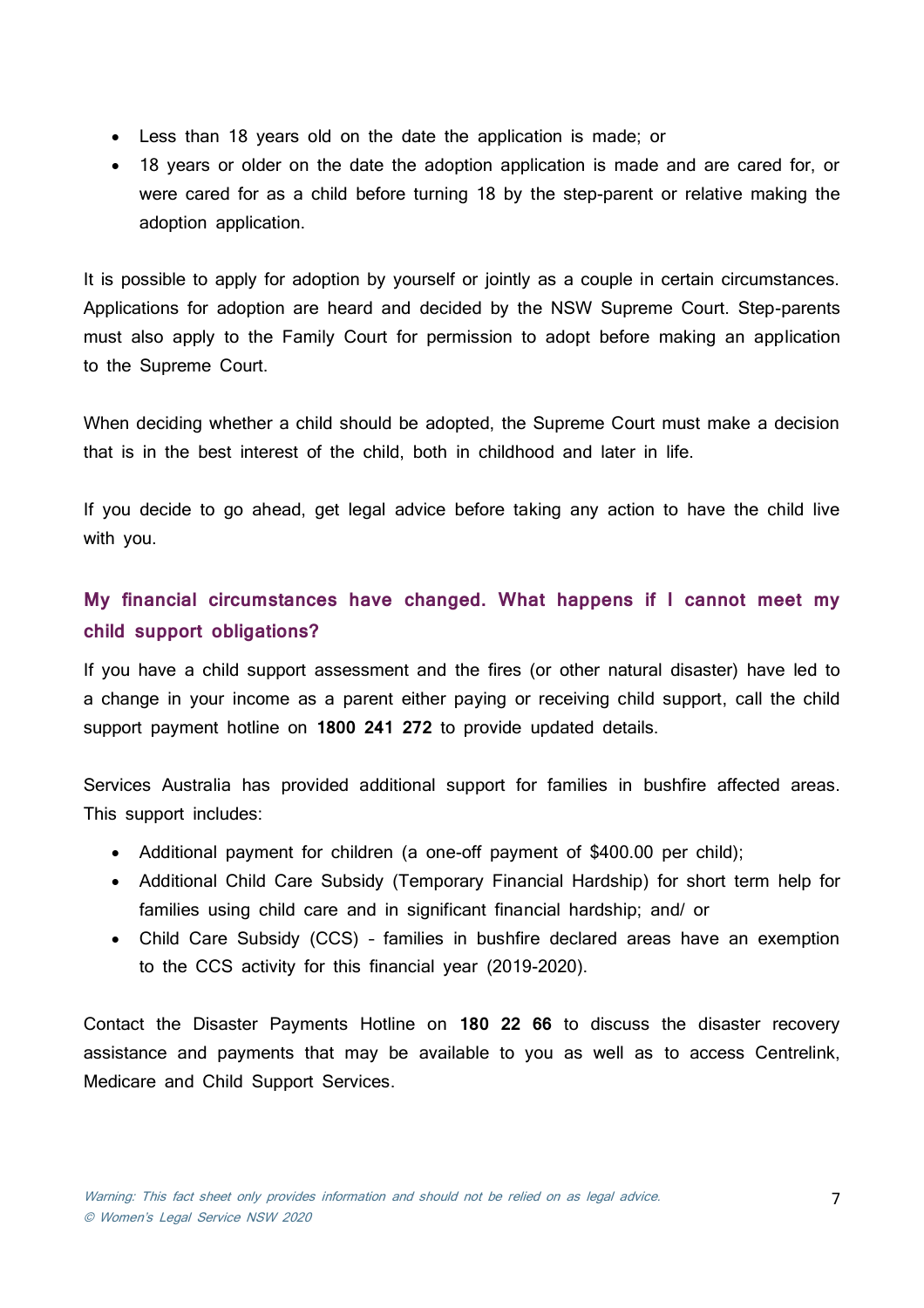- Less than 18 years old on the date the application is made; or
- 18 years or older on the date the adoption application is made and are cared for, or were cared for as a child before turning 18 by the step-parent or relative making the adoption application.

It is possible to apply for adoption by yourself or jointly as a couple in certain circumstances. Applications for adoption are heard and decided by the NSW Supreme Court. Step-parents must also apply to the Family Court for permission to adopt before making an application to the Supreme Court.

When deciding whether a child should be adopted, the Supreme Court must make a decision that is in the best interest of the child, both in childhood and later in life.

If you decide to go ahead, get legal advice before taking any action to have the child live with you.

## My financial circumstances have changed. What happens if I cannot meet my child support obligations?

If you have a child support assessment and the fires (or other natural disaster) have led to a change in your income as a parent either paying or receiving child support, call the child support payment hotline on **1800 241 272** to provide updated details.

Services Australia has provided additional support for families in bushfire affected areas. This support includes:

- Additional payment for children (a one-off payment of $400.00 per child);
- Additional Child Care Subsidy (Temporary Financial Hardship) for short term help for families using child care and in significant financial hardship; and/ or
- Child Care Subsidy (CCS) – families in bushfire declared areas have an exemption to the CCS activity for this financial year (2019-2020).

Contact the Disaster Payments Hotline on **180 22 66** to discuss the disaster recovery assistance and payments that may be available to you as well as to access Centrelink, Medicare and Child Support Services.

*Warning: This fact sheet only provides information and should not be relied on as legal advice.*
*© Women's Legal Service NSW 2020*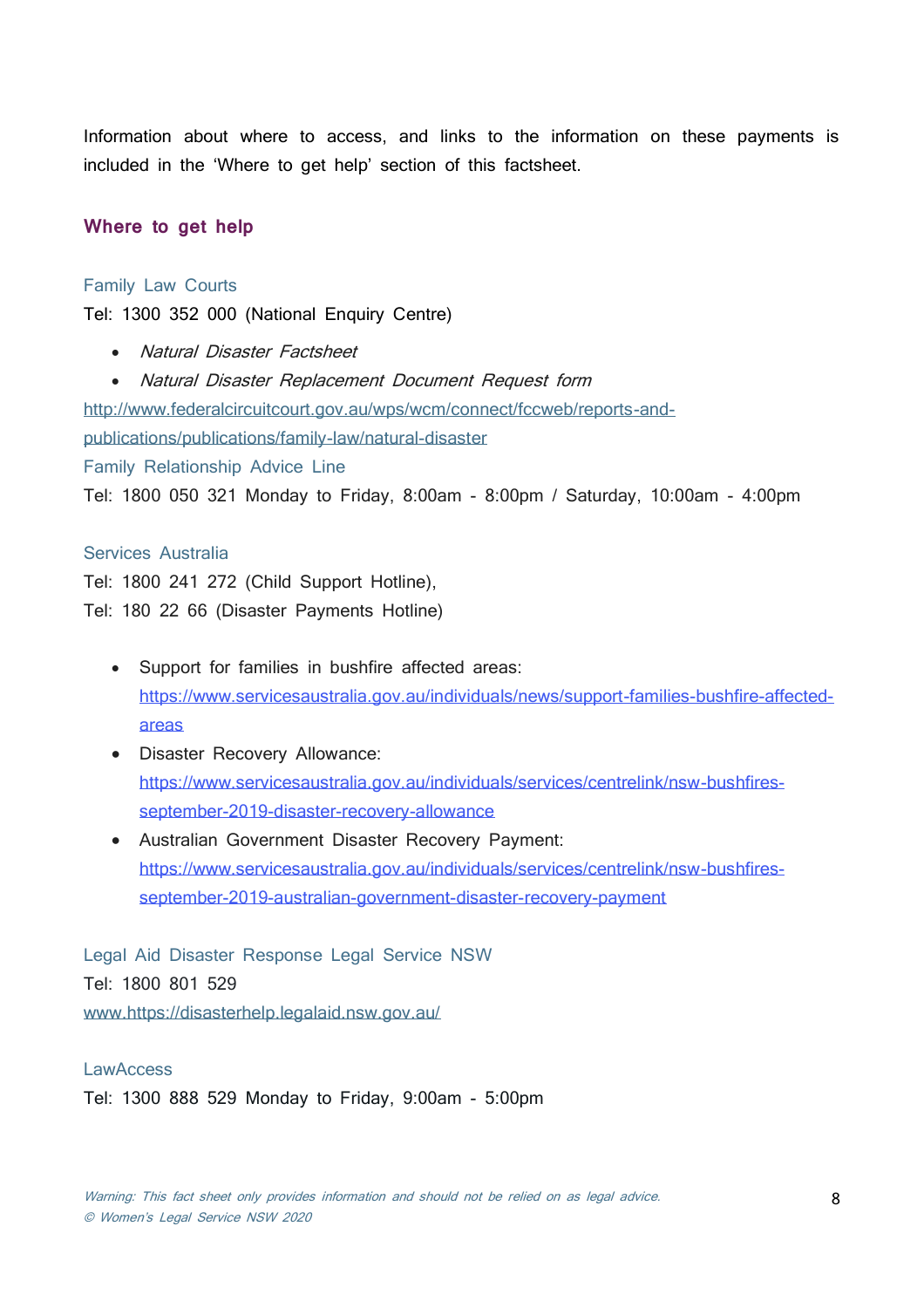Information about where to access, and links to the information on these payments is included in the 'Where to get help' section of this factsheet.

## Where to get help

### Family Law Courts

Tel: 1300 352 000 (National Enquiry Centre)

- *Natural Disaster Factsheet*
- *Natural Disaster Replacement Document Request form*

http://www.federalcircuitcourt.gov.au/wps/wcm/connect/fccweb/reports-and-publications/publications/family-law/natural-disaster

### Family Relationship Advice Line

Tel: 1800 050 321 Monday to Friday, 8:00am - 8:00pm / Saturday, 10:00am - 4:00pm

### Services Australia

Tel: 1800 241 272 (Child Support Hotline),
Tel: 180 22 66 (Disaster Payments Hotline)

- Support for families in bushfire affected areas: https://www.servicesaustralia.gov.au/individuals/news/support-families-bushfire-affected-areas
- Disaster Recovery Allowance: https://www.servicesaustralia.gov.au/individuals/services/centrelink/nsw-bushfires-september-2019-disaster-recovery-allowance
- Australian Government Disaster Recovery Payment: https://www.servicesaustralia.gov.au/individuals/services/centrelink/nsw-bushfires-september-2019-australian-government-disaster-recovery-payment

### Legal Aid Disaster Response Legal Service NSW

Tel: 1800 801 529
www.https://disasterhelp.legalaid.nsw.gov.au/

### LawAccess

Tel: 1300 888 529 Monday to Friday, 9:00am - 5:00pm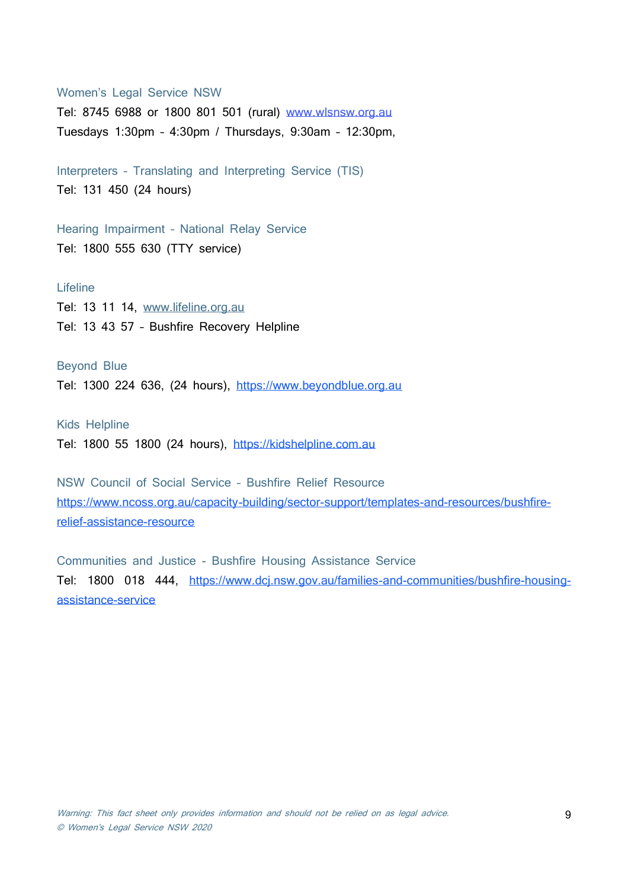Women's Legal Service NSW

Tel: 8745 6988 or 1800 801 501 (rural) www.wlsnsw.org.au

Tuesdays 1:30pm – 4:30pm / Thursdays, 9:30am – 12:30pm,

Interpreters – Translating and Interpreting Service (TIS)

Tel: 131 450 (24 hours)

Hearing Impairment – National Relay Service

Tel: 1800 555 630 (TTY service)

Lifeline

Tel: 13 11 14, www.lifeline.org.au

Tel: 13 43 57 – Bushfire Recovery Helpline

Beyond Blue

Tel: 1300 224 636, (24 hours), https://www.beyondblue.org.au

Kids Helpline

Tel: 1800 55 1800 (24 hours), https://kidshelpline.com.au

NSW Council of Social Service – Bushfire Relief Resource

https://www.ncoss.org.au/capacity-building/sector-support/templates-and-resources/bushfire-relief-assistance-resource

Communities and Justice - Bushfire Housing Assistance Service

Tel: 1800 018 444, https://www.dcj.nsw.gov.au/families-and-communities/bushfire-housing-assistance-service

*Warning: This fact sheet only provides information and should not be relied on as legal advice.*
*© Women's Legal Service NSW 2020*